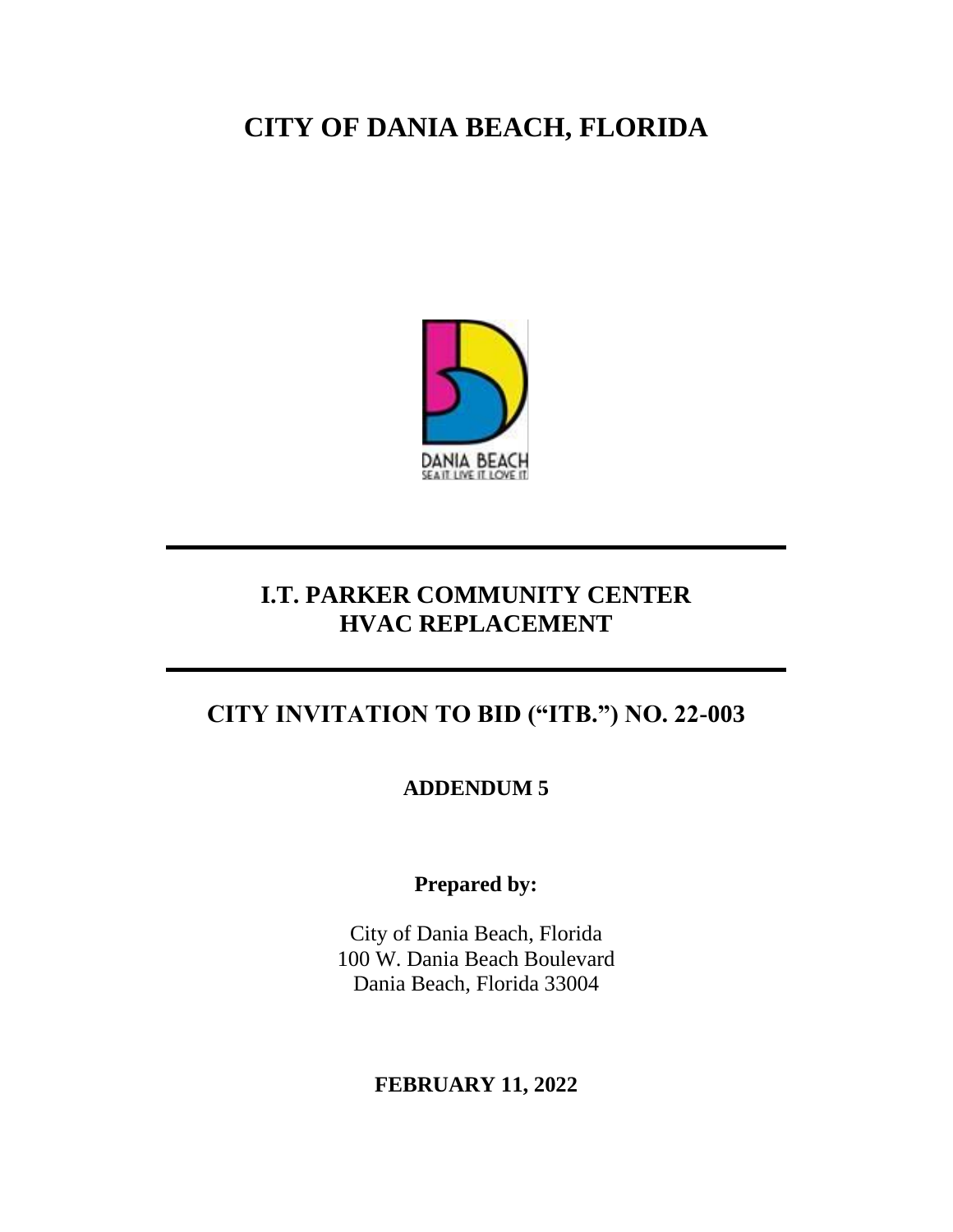# CITY OF DANIA BEACH, FLORIDA

DANIA BEACH
SEA IT. LIVE IT. LOVE IT.

---

## I.T. PARKER COMMUNITY CENTER HVAC REPLACEMENT

---

## CITY INVITATION TO BID ("ITB.") NO. 22-003

### ADDENDUM 5

**Prepared by:**

City of Dania Beach, Florida
100 W. Dania Beach Boulevard
Dania Beach, Florida 33004

**FEBRUARY 11, 2022**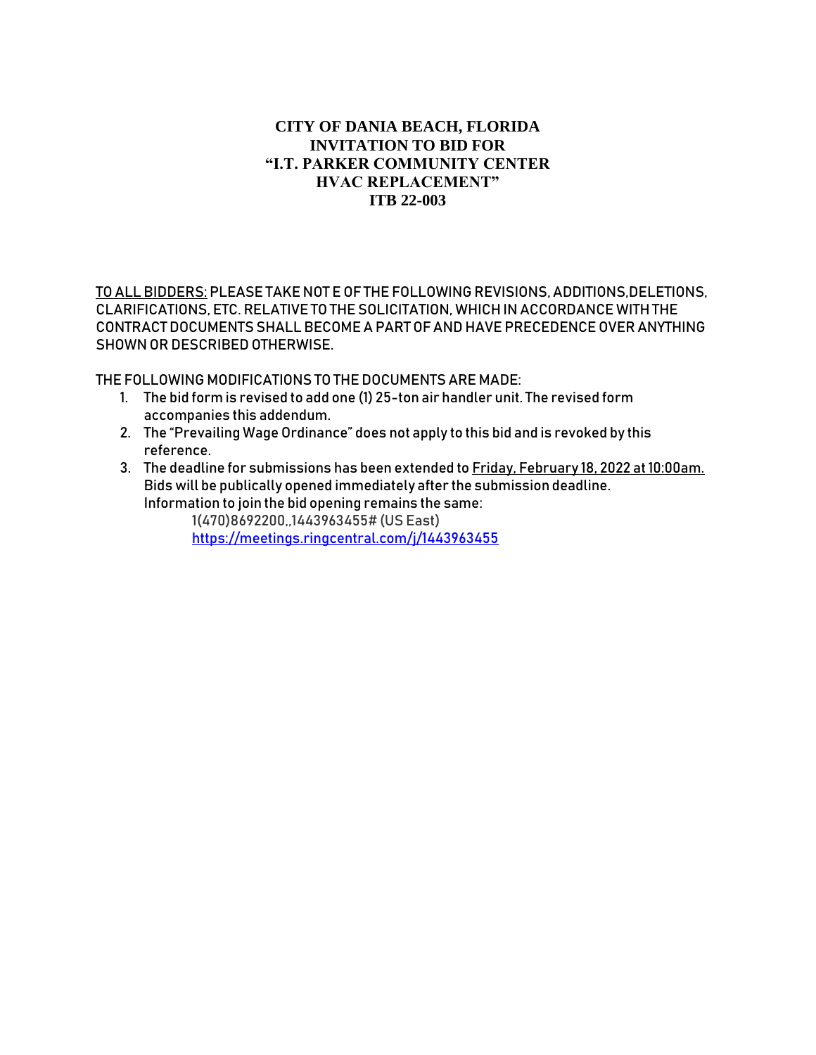**CITY OF DANIA BEACH, FLORIDA**
**INVITATION TO BID FOR**
**"I.T. PARKER COMMUNITY CENTER**
**HVAC REPLACEMENT"**
**ITB 22-003**

TO ALL BIDDERS: PLEASE TAKE NOT E OF THE FOLLOWING REVISIONS, ADDITIONS,DELETIONS, CLARIFICATIONS, ETC. RELATIVE TO THE SOLICITATION, WHICH IN ACCORDANCE WITH THE CONTRACT DOCUMENTS SHALL BECOME A PART OF AND HAVE PRECEDENCE OVER ANYTHING SHOWN OR DESCRIBED OTHERWISE.

THE FOLLOWING MODIFICATIONS TO THE DOCUMENTS ARE MADE:

1. The bid form is revised to add one (1) 25-ton air handler unit. The revised form accompanies this addendum.
2. The "Prevailing Wage Ordinance" does not apply to this bid and is revoked by this reference.
3. The deadline for submissions has been extended to Friday, February 18, 2022 at 10:00am. Bids will be publically opened immediately after the submission deadline. Information to join the bid opening remains the same:

   1(470)8692200,,1443963455# (US East)
   https://meetings.ringcentral.com/j/1443963455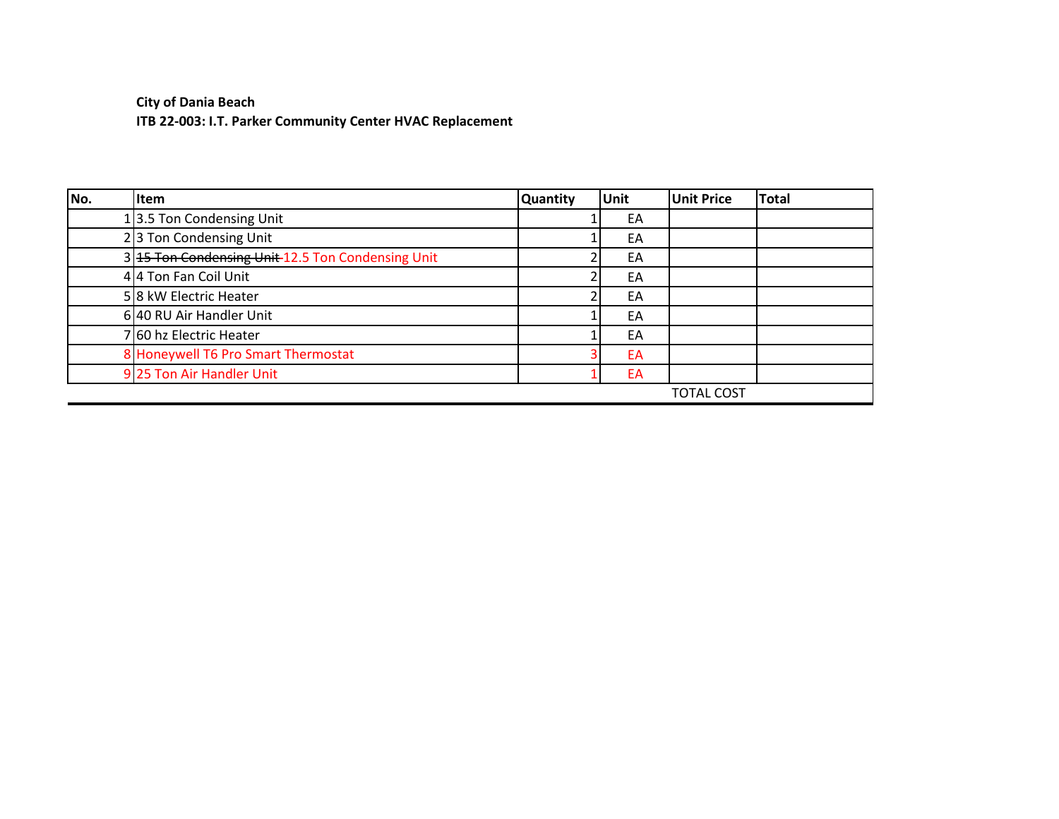**City of Dania Beach**
**ITB 22-003: I.T. Parker Community Center HVAC Replacement**

| No. | Item | Quantity | Unit | Unit Price | Total |
|---|---|---|---|---|---|
| 1 | 3.5 Ton Condensing Unit | 1 | EA | | |
| 2 | 3 Ton Condensing Unit | 1 | EA | | |
| 3 | ~~15 Ton Condensing Unit~~ 12.5 Ton Condensing Unit | 2 | EA | | |
| 4 | 4 Ton Fan Coil Unit | 2 | EA | | |
| 5 | 8 kW Electric Heater | 2 | EA | | |
| 6 | 40 RU Air Handler Unit | 1 | EA | | |
| 7 | 60 hz Electric Heater | 1 | EA | | |
| 8 | Honeywell T6 Pro Smart Thermostat | 3 | EA | | |
| 9 | 25 Ton Air Handler Unit | 1 | EA | | |
| | | | | TOTAL COST | |